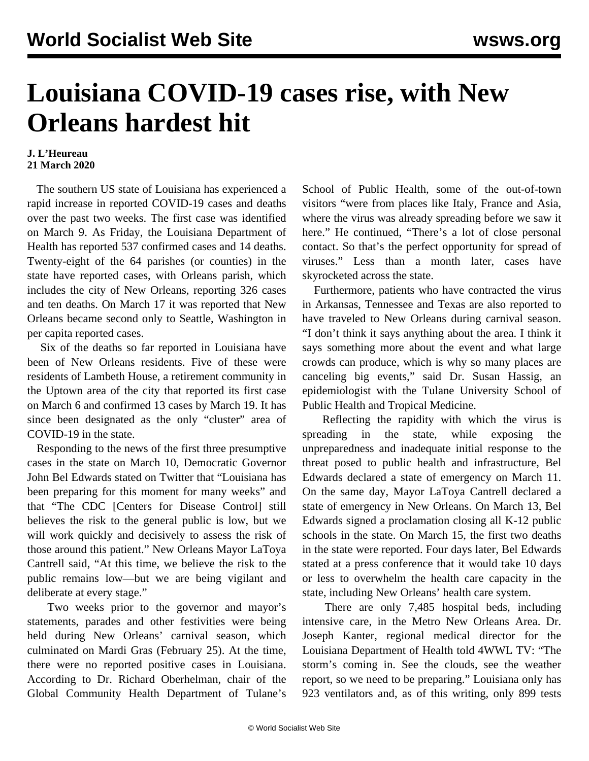# Louisiana COVID-19 cases rise, with New Orleans hardest hit

**J. L'Heureau**
**21 March 2020**

The southern US state of Louisiana has experienced a rapid increase in reported COVID-19 cases and deaths over the past two weeks. The first case was identified on March 9. As Friday, the Louisiana Department of Health has reported 537 confirmed cases and 14 deaths. Twenty-eight of the 64 parishes (or counties) in the state have reported cases, with Orleans parish, which includes the city of New Orleans, reporting 326 cases and ten deaths. On March 17 it was reported that New Orleans became second only to Seattle, Washington in per capita reported cases.

Six of the deaths so far reported in Louisiana have been of New Orleans residents. Five of these were residents of Lambeth House, a retirement community in the Uptown area of the city that reported its first case on March 6 and confirmed 13 cases by March 19. It has since been designated as the only "cluster" area of COVID-19 in the state.

Responding to the news of the first three presumptive cases in the state on March 10, Democratic Governor John Bel Edwards stated on Twitter that "Louisiana has been preparing for this moment for many weeks" and that "The CDC [Centers for Disease Control] still believes the risk to the general public is low, but we will work quickly and decisively to assess the risk of those around this patient." New Orleans Mayor LaToya Cantrell said, "At this time, we believe the risk to the public remains low—but we are being vigilant and deliberate at every stage."

Two weeks prior to the governor and mayor's statements, parades and other festivities were being held during New Orleans' carnival season, which culminated on Mardi Gras (February 25). At the time, there were no reported positive cases in Louisiana. According to Dr. Richard Oberhelman, chair of the Global Community Health Department of Tulane's School of Public Health, some of the out-of-town visitors "were from places like Italy, France and Asia, where the virus was already spreading before we saw it here." He continued, "There's a lot of close personal contact. So that's the perfect opportunity for spread of viruses." Less than a month later, cases have skyrocketed across the state.

Furthermore, patients who have contracted the virus in Arkansas, Tennessee and Texas are also reported to have traveled to New Orleans during carnival season. "I don't think it says anything about the area. I think it says something more about the event and what large crowds can produce, which is why so many places are canceling big events," said Dr. Susan Hassig, an epidemiologist with the Tulane University School of Public Health and Tropical Medicine.

Reflecting the rapidity with which the virus is spreading in the state, while exposing the unpreparedness and inadequate initial response to the threat posed to public health and infrastructure, Bel Edwards declared a state of emergency on March 11. On the same day, Mayor LaToya Cantrell declared a state of emergency in New Orleans. On March 13, Bel Edwards signed a proclamation closing all K-12 public schools in the state. On March 15, the first two deaths in the state were reported. Four days later, Bel Edwards stated at a press conference that it would take 10 days or less to overwhelm the health care capacity in the state, including New Orleans' health care system.

There are only 7,485 hospital beds, including intensive care, in the Metro New Orleans Area. Dr. Joseph Kanter, regional medical director for the Louisiana Department of Health told 4WWL TV: "The storm's coming in. See the clouds, see the weather report, so we need to be preparing." Louisiana only has 923 ventilators and, as of this writing, only 899 tests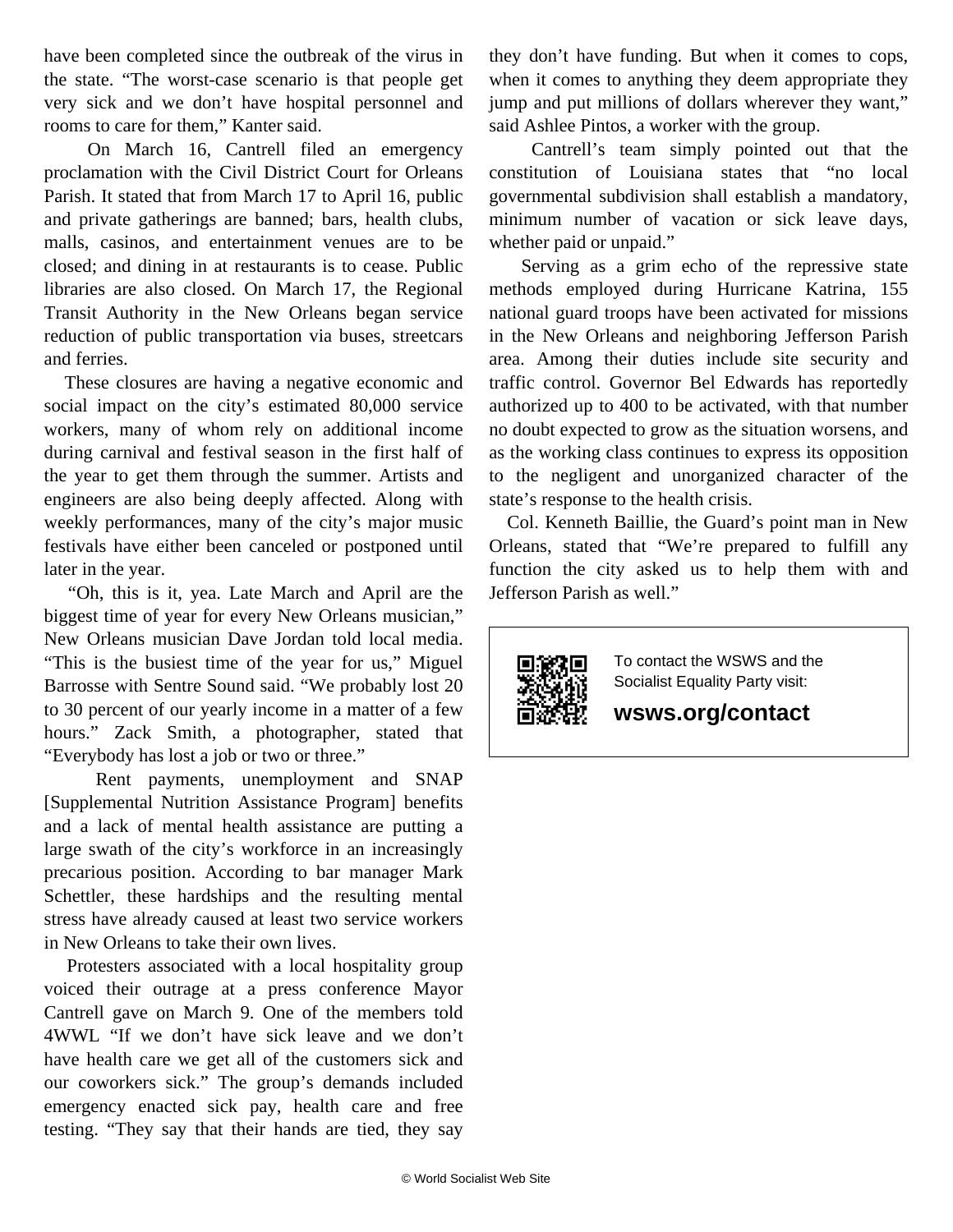have been completed since the outbreak of the virus in the state. "The worst-case scenario is that people get very sick and we don't have hospital personnel and rooms to care for them," Kanter said.

On March 16, Cantrell filed an emergency proclamation with the Civil District Court for Orleans Parish. It stated that from March 17 to April 16, public and private gatherings are banned; bars, health clubs, malls, casinos, and entertainment venues are to be closed; and dining in at restaurants is to cease. Public libraries are also closed. On March 17, the Regional Transit Authority in the New Orleans began service reduction of public transportation via buses, streetcars and ferries.

These closures are having a negative economic and social impact on the city's estimated 80,000 service workers, many of whom rely on additional income during carnival and festival season in the first half of the year to get them through the summer. Artists and engineers are also being deeply affected. Along with weekly performances, many of the city's major music festivals have either been canceled or postponed until later in the year.

"Oh, this is it, yea. Late March and April are the biggest time of year for every New Orleans musician," New Orleans musician Dave Jordan told local media. "This is the busiest time of the year for us," Miguel Barrosse with Sentre Sound said. "We probably lost 20 to 30 percent of our yearly income in a matter of a few hours." Zack Smith, a photographer, stated that "Everybody has lost a job or two or three."

Rent payments, unemployment and SNAP [Supplemental Nutrition Assistance Program] benefits and a lack of mental health assistance are putting a large swath of the city's workforce in an increasingly precarious position. According to bar manager Mark Schettler, these hardships and the resulting mental stress have already caused at least two service workers in New Orleans to take their own lives.

Protesters associated with a local hospitality group voiced their outrage at a press conference Mayor Cantrell gave on March 9. One of the members told 4WWL "If we don't have sick leave and we don't have health care we get all of the customers sick and our coworkers sick." The group's demands included emergency enacted sick pay, health care and free testing. "They say that their hands are tied, they say they don't have funding. But when it comes to cops, when it comes to anything they deem appropriate they jump and put millions of dollars wherever they want," said Ashlee Pintos, a worker with the group.

Cantrell's team simply pointed out that the constitution of Louisiana states that "no local governmental subdivision shall establish a mandatory, minimum number of vacation or sick leave days, whether paid or unpaid."

Serving as a grim echo of the repressive state methods employed during Hurricane Katrina, 155 national guard troops have been activated for missions in the New Orleans and neighboring Jefferson Parish area. Among their duties include site security and traffic control. Governor Bel Edwards has reportedly authorized up to 400 to be activated, with that number no doubt expected to grow as the situation worsens, and as the working class continues to express its opposition to the negligent and unorganized character of the state's response to the health crisis.

Col. Kenneth Baillie, the Guard's point man in New Orleans, stated that "We're prepared to fulfill any function the city asked us to help them with and Jefferson Parish as well."

To contact the WSWS and the Socialist Equality Party visit:

**wsws.org/contact**